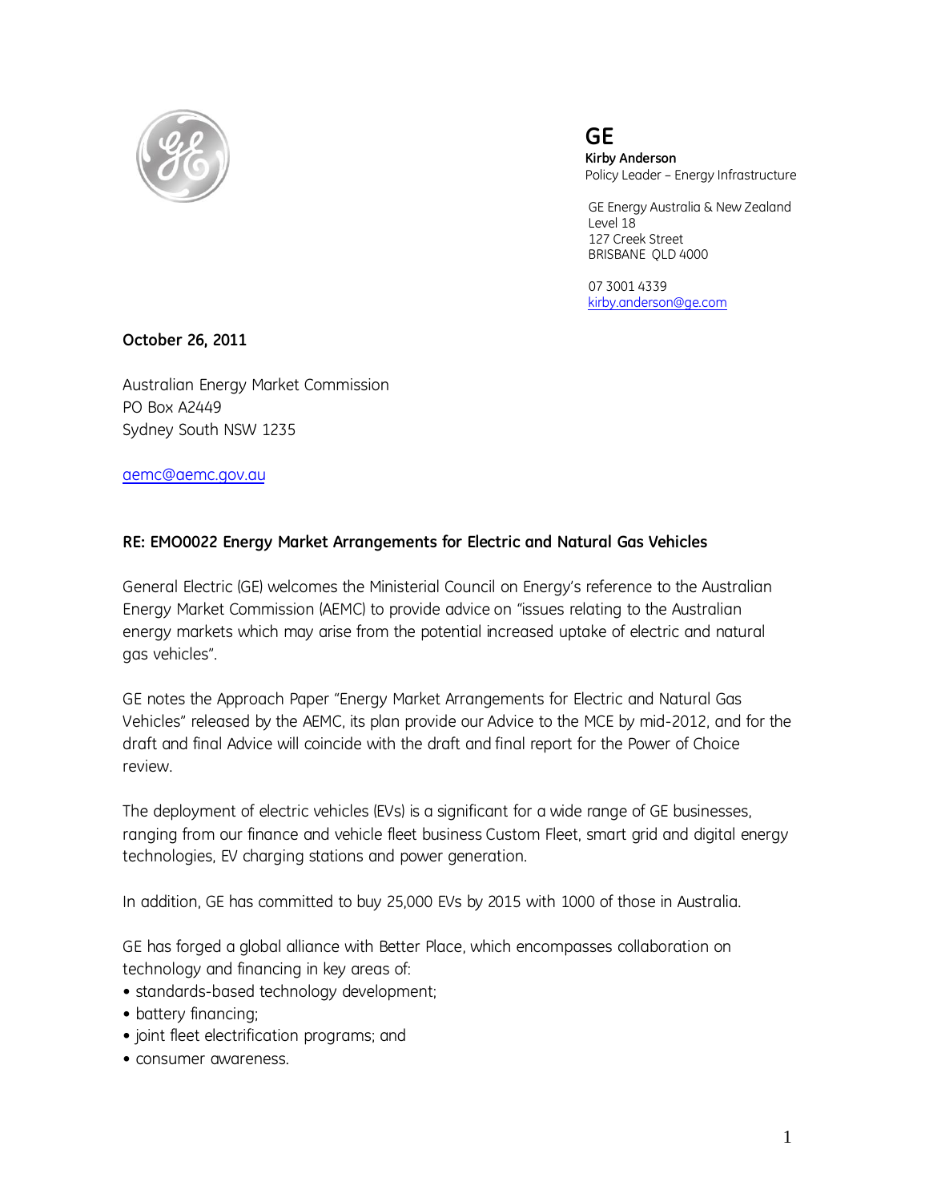GE
**Kirby Anderson**
Policy Leader – Energy Infrastructure

GE Energy Australia & New Zealand
Level 18
127 Creek Street
BRISBANE QLD 4000

07 3001 4339
kirby.anderson@ge.com

**October 26, 2011**

Australian Energy Market Commission
PO Box A2449
Sydney South NSW 1235

aemc@aemc.gov.au

**RE: EMO0022 Energy Market Arrangements for Electric and Natural Gas Vehicles**

General Electric (GE) welcomes the Ministerial Council on Energy's reference to the Australian Energy Market Commission (AEMC) to provide advice on "issues relating to the Australian energy markets which may arise from the potential increased uptake of electric and natural gas vehicles".

GE notes the Approach Paper "Energy Market Arrangements for Electric and Natural Gas Vehicles" released by the AEMC, its plan provide our Advice to the MCE by mid-2012, and for the draft and final Advice will coincide with the draft and final report for the Power of Choice review.

The deployment of electric vehicles (EVs) is a significant for a wide range of GE businesses, ranging from our finance and vehicle fleet business Custom Fleet, smart grid and digital energy technologies, EV charging stations and power generation.

In addition, GE has committed to buy 25,000 EVs by 2015 with 1000 of those in Australia.

GE has forged a global alliance with Better Place, which encompasses collaboration on technology and financing in key areas of:

- standards-based technology development;
- battery financing;
- joint fleet electrification programs; and
- consumer awareness.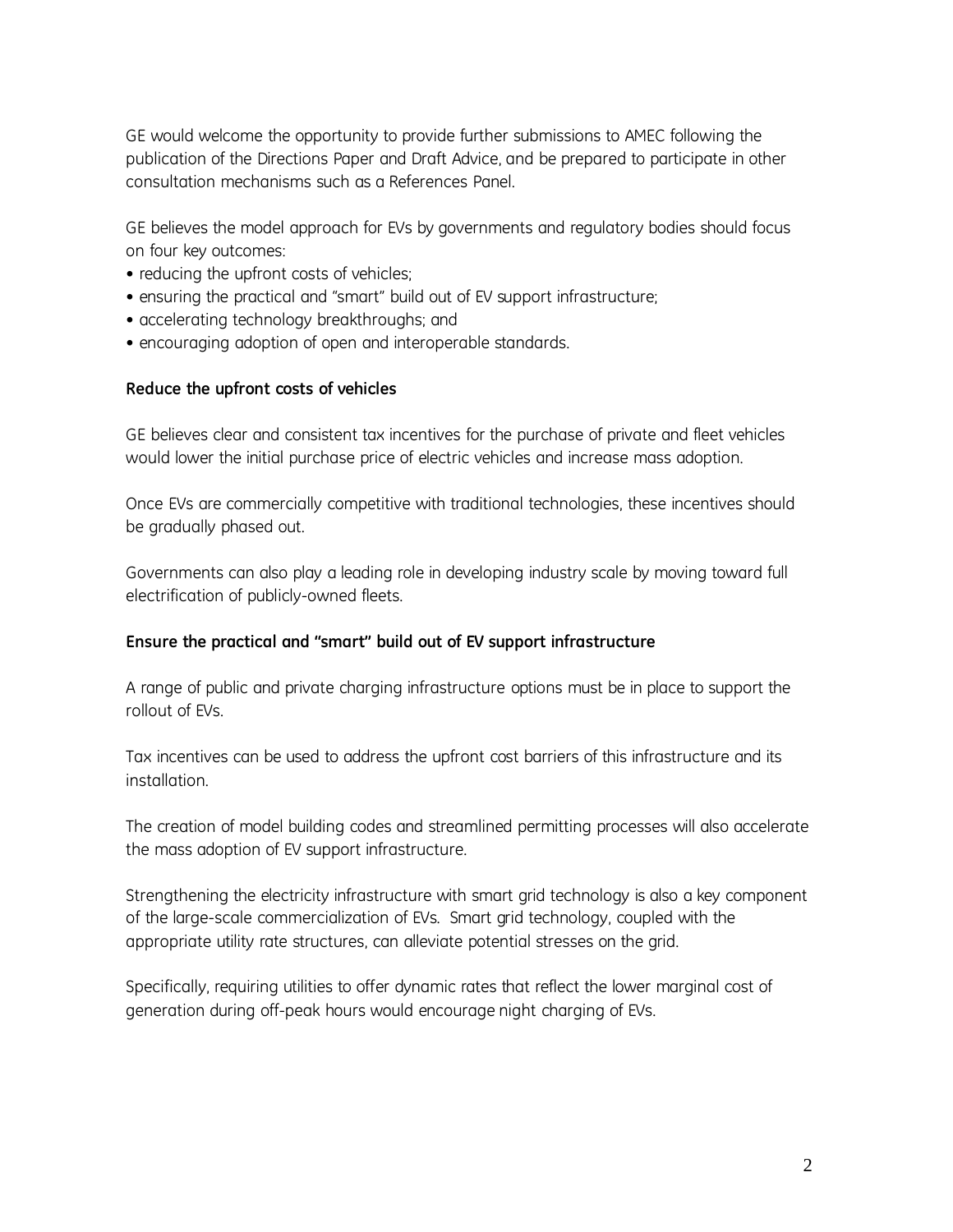GE would welcome the opportunity to provide further submissions to AMEC following the publication of the Directions Paper and Draft Advice, and be prepared to participate in other consultation mechanisms such as a References Panel.

GE believes the model approach for EVs by governments and regulatory bodies should focus on four key outcomes:

- reducing the upfront costs of vehicles;
- ensuring the practical and "smart" build out of EV support infrastructure;
- accelerating technology breakthroughs; and
- encouraging adoption of open and interoperable standards.

**Reduce the upfront costs of vehicles**

GE believes clear and consistent tax incentives for the purchase of private and fleet vehicles would lower the initial purchase price of electric vehicles and increase mass adoption.

Once EVs are commercially competitive with traditional technologies, these incentives should be gradually phased out.

Governments can also play a leading role in developing industry scale by moving toward full electrification of publicly-owned fleets.

**Ensure the practical and "smart" build out of EV support infrastructure**

A range of public and private charging infrastructure options must be in place to support the rollout of EVs.

Tax incentives can be used to address the upfront cost barriers of this infrastructure and its installation.

The creation of model building codes and streamlined permitting processes will also accelerate the mass adoption of EV support infrastructure.

Strengthening the electricity infrastructure with smart grid technology is also a key component of the large-scale commercialization of EVs. Smart grid technology, coupled with the appropriate utility rate structures, can alleviate potential stresses on the grid.

Specifically, requiring utilities to offer dynamic rates that reflect the lower marginal cost of generation during off-peak hours would encourage night charging of EVs.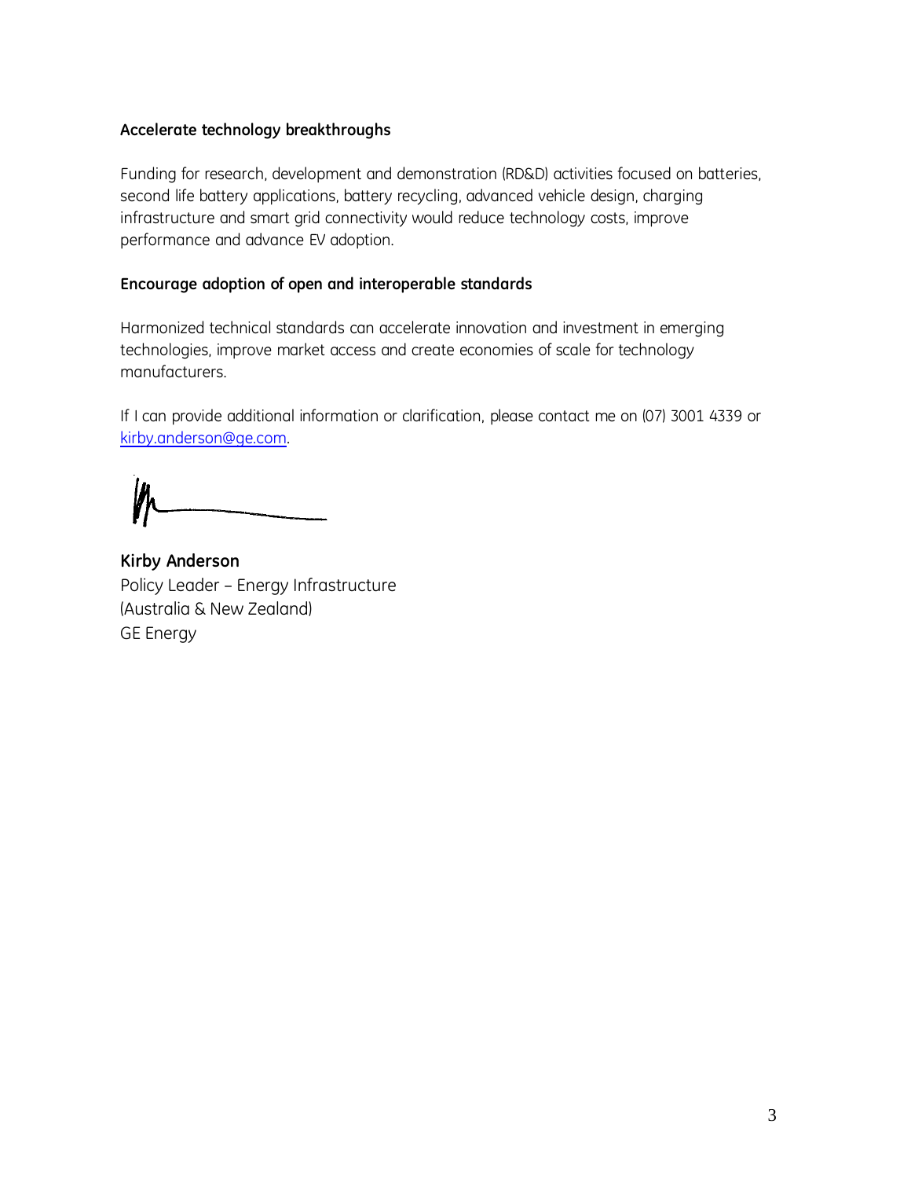**Accelerate technology breakthroughs**

Funding for research, development and demonstration (RD&D) activities focused on batteries, second life battery applications, battery recycling, advanced vehicle design, charging infrastructure and smart grid connectivity would reduce technology costs, improve performance and advance EV adoption.

**Encourage adoption of open and interoperable standards**

Harmonized technical standards can accelerate innovation and investment in emerging technologies, improve market access and create economies of scale for technology manufacturers.

If I can provide additional information or clarification, please contact me on (07) 3001 4339 or kirby.anderson@ge.com.

**Kirby Anderson**
Policy Leader – Energy Infrastructure
(Australia & New Zealand)
GE Energy